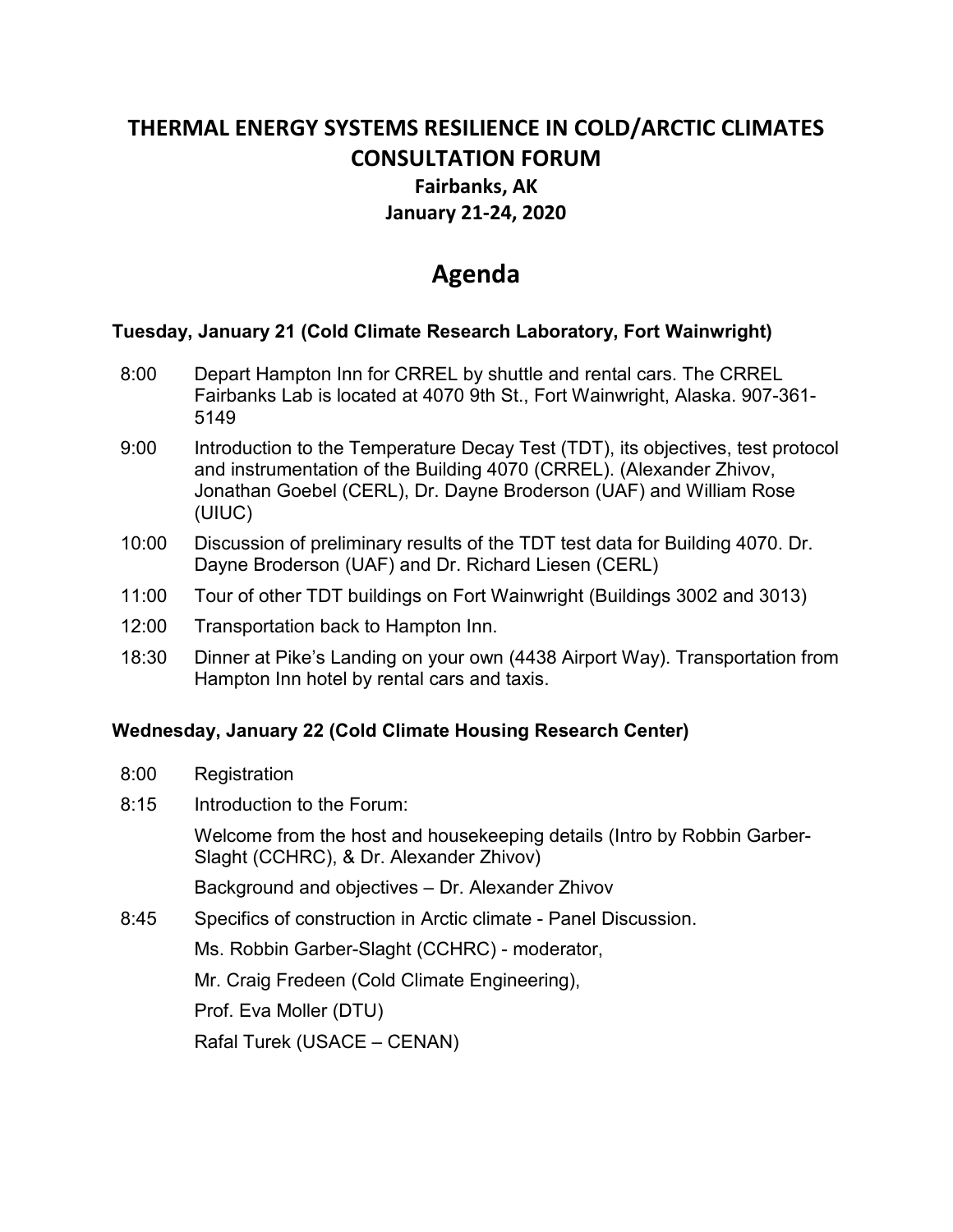# THERMAL ENERGY SYSTEMS RESILIENCE IN COLD/ARCTIC CLIMATES CONSULTATION FORUM

### Fairbanks, AK

### January 21-24, 2020

## Agenda

**Tuesday, January 21 (Cold Climate Research Laboratory, Fort Wainwright)**

| | |
|---|---|
| 8:00 | Depart Hampton Inn for CRREL by shuttle and rental cars. The CRREL Fairbanks Lab is located at 4070 9th St., Fort Wainwright, Alaska. 907-361-5149 |
| 9:00 | Introduction to the Temperature Decay Test (TDT), its objectives, test protocol and instrumentation of the Building 4070 (CRREL). (Alexander Zhivov, Jonathan Goebel (CERL), Dr. Dayne Broderson (UAF) and William Rose (UIUC) |
| 10:00 | Discussion of preliminary results of the TDT test data for Building 4070. Dr. Dayne Broderson (UAF) and Dr. Richard Liesen (CERL) |
| 11:00 | Tour of other TDT buildings on Fort Wainwright (Buildings 3002 and 3013) |
| 12:00 | Transportation back to Hampton Inn. |
| 18:30 | Dinner at Pike's Landing on your own (4438 Airport Way). Transportation from Hampton Inn hotel by rental cars and taxis. |

**Wednesday, January 22 (Cold Climate Housing Research Center)**

| | |
|---|---|
| 8:00 | Registration |
| 8:15 | Introduction to the Forum:<br>Welcome from the host and housekeeping details (Intro by Robbin Garber-Slaght (CCHRC), & Dr. Alexander Zhivov)<br>Background and objectives – Dr. Alexander Zhivov |
| 8:45 | Specifics of construction in Arctic climate - Panel Discussion.<br>Ms. Robbin Garber-Slaght (CCHRC) - moderator,<br>Mr. Craig Fredeen (Cold Climate Engineering),<br>Prof. Eva Moller (DTU)<br>Rafal Turek (USACE – CENAN) |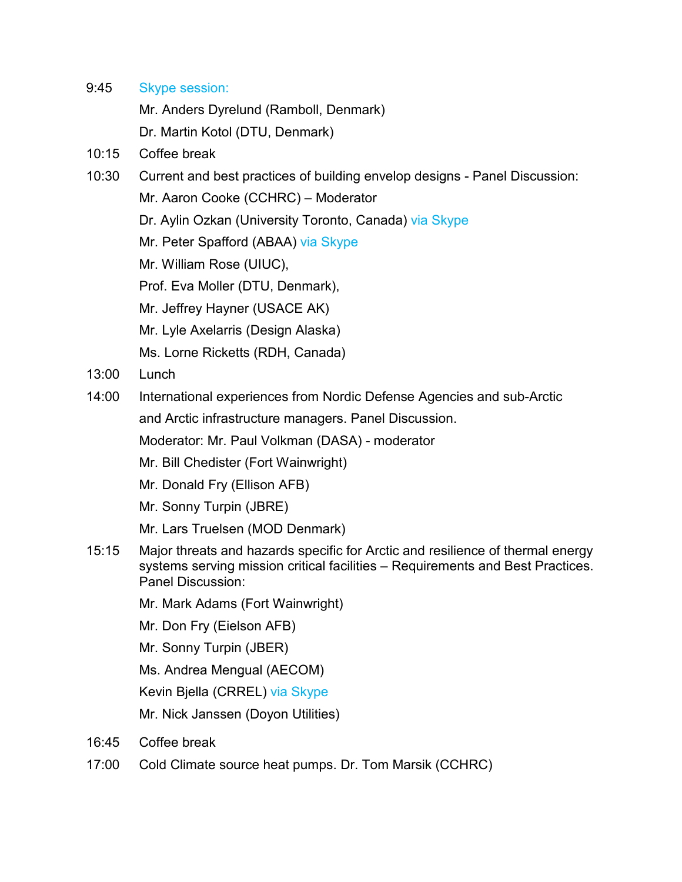9:45 Skype session:

Mr. Anders Dyrelund (Ramboll, Denmark)

Dr. Martin Kotol (DTU, Denmark)

10:15 Coffee break

10:30 Current and best practices of building envelop designs - Panel Discussion:

Mr. Aaron Cooke (CCHRC) – Moderator

Dr. Aylin Ozkan (University Toronto, Canada) via Skype

Mr. Peter Spafford (ABAA) via Skype

Mr. William Rose (UIUC),

Prof. Eva Moller (DTU, Denmark),

Mr. Jeffrey Hayner (USACE AK)

Mr. Lyle Axelarris (Design Alaska)

Ms. Lorne Ricketts (RDH, Canada)

13:00 Lunch

14:00 International experiences from Nordic Defense Agencies and sub-Arctic and Arctic infrastructure managers. Panel Discussion.

Moderator: Mr. Paul Volkman (DASA) - moderator

Mr. Bill Chedister (Fort Wainwright)

Mr. Donald Fry (Ellison AFB)

Mr. Sonny Turpin (JBRE)

Mr. Lars Truelsen (MOD Denmark)

15:15 Major threats and hazards specific for Arctic and resilience of thermal energy systems serving mission critical facilities – Requirements and Best Practices. Panel Discussion:

Mr. Mark Adams (Fort Wainwright)

Mr. Don Fry (Eielson AFB)

Mr. Sonny Turpin (JBER)

Ms. Andrea Mengual (AECOM)

Kevin Bjella (CRREL) via Skype

Mr. Nick Janssen (Doyon Utilities)

16:45 Coffee break

17:00 Cold Climate source heat pumps. Dr. Tom Marsik (CCHRC)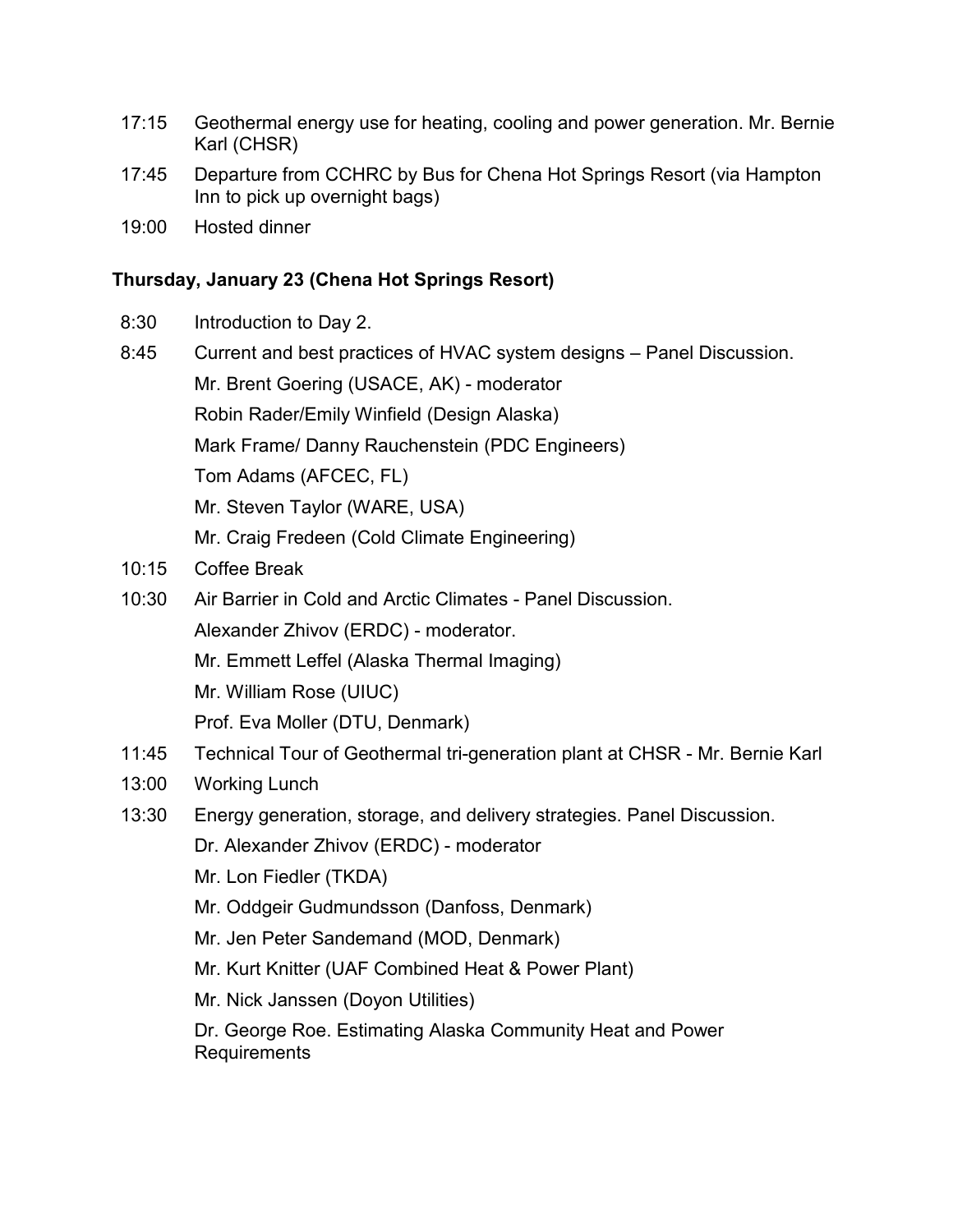17:15 Geothermal energy use for heating, cooling and power generation. Mr. Bernie Karl (CHSR)

17:45 Departure from CCHRC by Bus for Chena Hot Springs Resort (via Hampton Inn to pick up overnight bags)

19:00 Hosted dinner

**Thursday, January 23 (Chena Hot Springs Resort)**

8:30 Introduction to Day 2.

8:45 Current and best practices of HVAC system designs – Panel Discussion.
Mr. Brent Goering (USACE, AK) - moderator
Robin Rader/Emily Winfield (Design Alaska)
Mark Frame/ Danny Rauchenstein (PDC Engineers)
Tom Adams (AFCEC, FL)
Mr. Steven Taylor (WARE, USA)
Mr. Craig Fredeen (Cold Climate Engineering)

10:15 Coffee Break

10:30 Air Barrier in Cold and Arctic Climates - Panel Discussion.
Alexander Zhivov (ERDC) - moderator.
Mr. Emmett Leffel (Alaska Thermal Imaging)
Mr. William Rose (UIUC)
Prof. Eva Moller (DTU, Denmark)

11:45 Technical Tour of Geothermal tri-generation plant at CHSR - Mr. Bernie Karl

13:00 Working Lunch

13:30 Energy generation, storage, and delivery strategies. Panel Discussion.
Dr. Alexander Zhivov (ERDC) - moderator
Mr. Lon Fiedler (TKDA)
Mr. Oddgeir Gudmundsson (Danfoss, Denmark)
Mr. Jen Peter Sandemand (MOD, Denmark)
Mr. Kurt Knitter (UAF Combined Heat & Power Plant)
Mr. Nick Janssen (Doyon Utilities)
Dr. George Roe. Estimating Alaska Community Heat and Power Requirements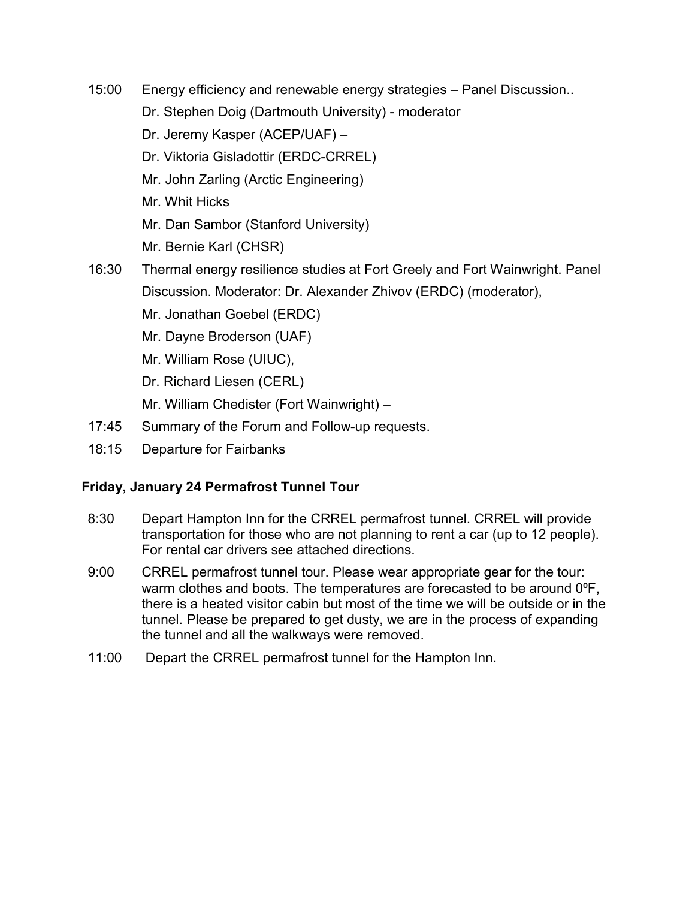15:00 Energy efficiency and renewable energy strategies – Panel Discussion..

Dr. Stephen Doig (Dartmouth University) - moderator

Dr. Jeremy Kasper (ACEP/UAF) –

Dr. Viktoria Gisladottir (ERDC-CRREL)

Mr. John Zarling (Arctic Engineering)

Mr. Whit Hicks

Mr. Dan Sambor (Stanford University)

Mr. Bernie Karl (CHSR)

16:30 Thermal energy resilience studies at Fort Greely and Fort Wainwright. Panel Discussion. Moderator: Dr. Alexander Zhivov (ERDC) (moderator),

Mr. Jonathan Goebel (ERDC)

Mr. Dayne Broderson (UAF)

Mr. William Rose (UIUC),

Dr. Richard Liesen (CERL)

Mr. William Chedister (Fort Wainwright) –

17:45 Summary of the Forum and Follow-up requests.

18:15 Departure for Fairbanks

**Friday, January 24 Permafrost Tunnel Tour**

8:30 Depart Hampton Inn for the CRREL permafrost tunnel. CRREL will provide transportation for those who are not planning to rent a car (up to 12 people). For rental car drivers see attached directions.

9:00 CRREL permafrost tunnel tour. Please wear appropriate gear for the tour: warm clothes and boots. The temperatures are forecasted to be around 0ºF, there is a heated visitor cabin but most of the time we will be outside or in the tunnel. Please be prepared to get dusty, we are in the process of expanding the tunnel and all the walkways were removed.

11:00 Depart the CRREL permafrost tunnel for the Hampton Inn.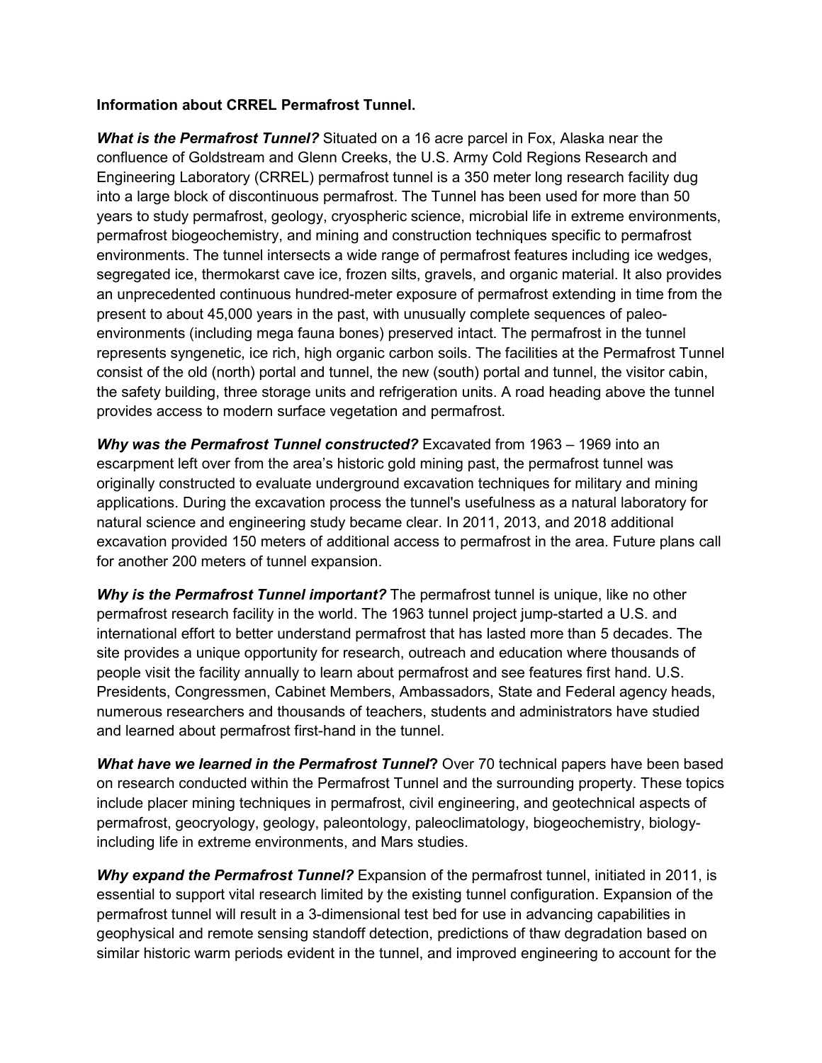**Information about CRREL Permafrost Tunnel.**

***What is the Permafrost Tunnel?*** Situated on a 16 acre parcel in Fox, Alaska near the confluence of Goldstream and Glenn Creeks, the U.S. Army Cold Regions Research and Engineering Laboratory (CRREL) permafrost tunnel is a 350 meter long research facility dug into a large block of discontinuous permafrost. The Tunnel has been used for more than 50 years to study permafrost, geology, cryospheric science, microbial life in extreme environments, permafrost biogeochemistry, and mining and construction techniques specific to permafrost environments. The tunnel intersects a wide range of permafrost features including ice wedges, segregated ice, thermokarst cave ice, frozen silts, gravels, and organic material. It also provides an unprecedented continuous hundred-meter exposure of permafrost extending in time from the present to about 45,000 years in the past, with unusually complete sequences of paleo-environments (including mega fauna bones) preserved intact. The permafrost in the tunnel represents syngenetic, ice rich, high organic carbon soils. The facilities at the Permafrost Tunnel consist of the old (north) portal and tunnel, the new (south) portal and tunnel, the visitor cabin, the safety building, three storage units and refrigeration units. A road heading above the tunnel provides access to modern surface vegetation and permafrost.

***Why was the Permafrost Tunnel constructed?*** Excavated from 1963 – 1969 into an escarpment left over from the area's historic gold mining past, the permafrost tunnel was originally constructed to evaluate underground excavation techniques for military and mining applications. During the excavation process the tunnel's usefulness as a natural laboratory for natural science and engineering study became clear. In 2011, 2013, and 2018 additional excavation provided 150 meters of additional access to permafrost in the area. Future plans call for another 200 meters of tunnel expansion.

***Why is the Permafrost Tunnel important?*** The permafrost tunnel is unique, like no other permafrost research facility in the world. The 1963 tunnel project jump-started a U.S. and international effort to better understand permafrost that has lasted more than 5 decades. The site provides a unique opportunity for research, outreach and education where thousands of people visit the facility annually to learn about permafrost and see features first hand. U.S. Presidents, Congressmen, Cabinet Members, Ambassadors, State and Federal agency heads, numerous researchers and thousands of teachers, students and administrators have studied and learned about permafrost first-hand in the tunnel.

***What have we learned in the Permafrost Tunnel*?** Over 70 technical papers have been based on research conducted within the Permafrost Tunnel and the surrounding property. These topics include placer mining techniques in permafrost, civil engineering, and geotechnical aspects of permafrost, geocryology, geology, paleontology, paleoclimatology, biogeochemistry, biology-including life in extreme environments, and Mars studies.

***Why expand the Permafrost Tunnel?*** Expansion of the permafrost tunnel, initiated in 2011, is essential to support vital research limited by the existing tunnel configuration. Expansion of the permafrost tunnel will result in a 3-dimensional test bed for use in advancing capabilities in geophysical and remote sensing standoff detection, predictions of thaw degradation based on similar historic warm periods evident in the tunnel, and improved engineering to account for the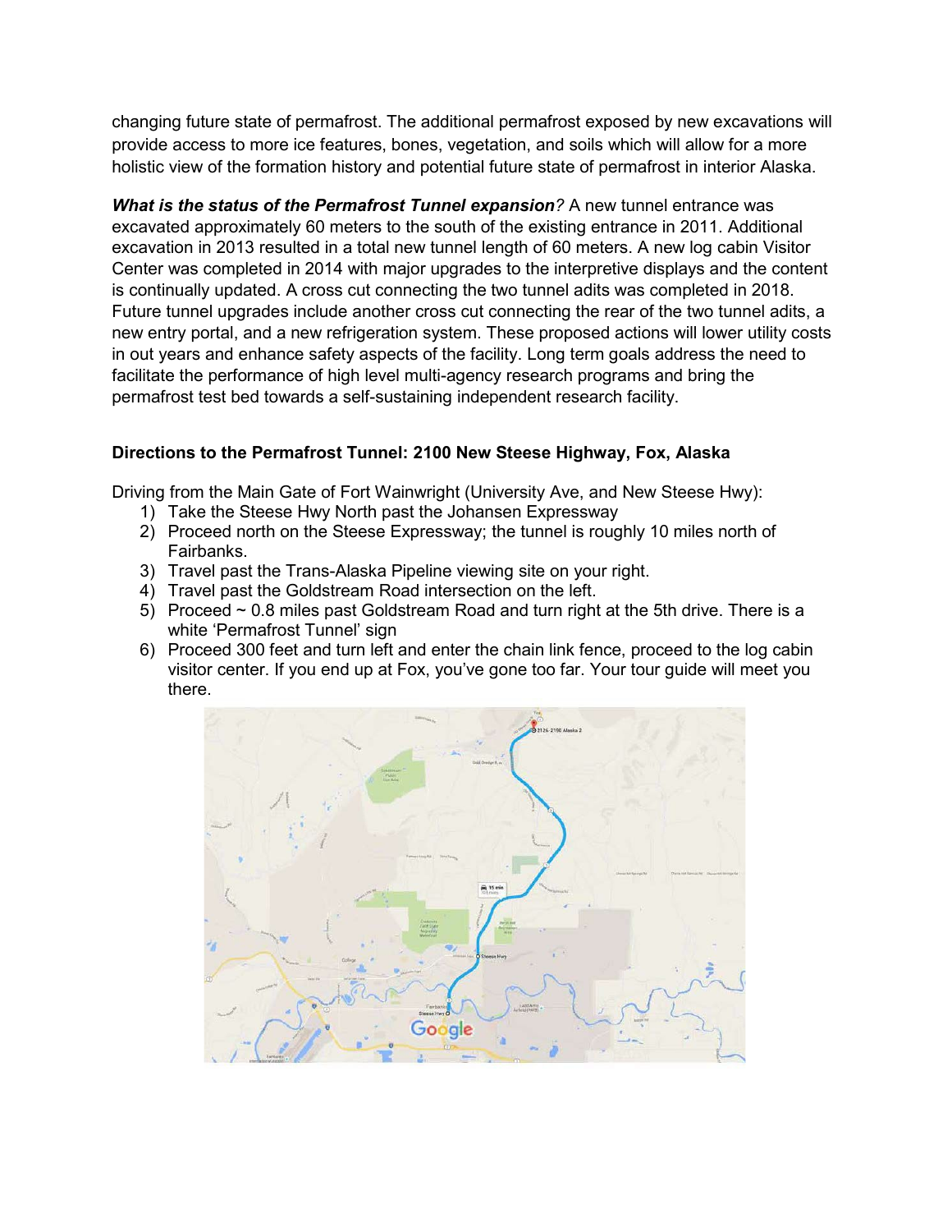changing future state of permafrost. The additional permafrost exposed by new excavations will provide access to more ice features, bones, vegetation, and soils which will allow for a more holistic view of the formation history and potential future state of permafrost in interior Alaska.

***What is the status of the Permafrost Tunnel expansion****?* A new tunnel entrance was excavated approximately 60 meters to the south of the existing entrance in 2011. Additional excavation in 2013 resulted in a total new tunnel length of 60 meters. A new log cabin Visitor Center was completed in 2014 with major upgrades to the interpretive displays and the content is continually updated. A cross cut connecting the two tunnel adits was completed in 2018. Future tunnel upgrades include another cross cut connecting the rear of the two tunnel adits, a new entry portal, and a new refrigeration system. These proposed actions will lower utility costs in out years and enhance safety aspects of the facility. Long term goals address the need to facilitate the performance of high level multi-agency research programs and bring the permafrost test bed towards a self-sustaining independent research facility.

**Directions to the Permafrost Tunnel: 2100 New Steese Highway, Fox, Alaska**

Driving from the Main Gate of Fort Wainwright (University Ave, and New Steese Hwy):

1) Take the Steese Hwy North past the Johansen Expressway
2) Proceed north on the Steese Expressway; the tunnel is roughly 10 miles north of Fairbanks.
3) Travel past the Trans-Alaska Pipeline viewing site on your right.
4) Travel past the Goldstream Road intersection on the left.
5) Proceed ~ 0.8 miles past Goldstream Road and turn right at the 5th drive. There is a white 'Permafrost Tunnel' sign
6) Proceed 300 feet and turn left and enter the chain link fence, proceed to the log cabin visitor center. If you end up at Fox, you've gone too far. Your tour guide will meet you there.